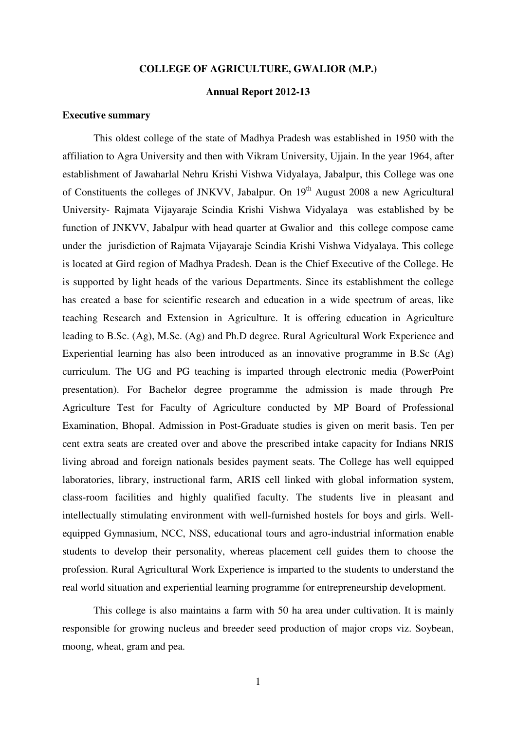# COLLEGE OF AGRICULTURE, GWALIOR (M.P.)

## Annual Report 2012-13

### Executive summary

This oldest college of the state of Madhya Pradesh was established in 1950 with the affiliation to Agra University and then with Vikram University, Ujjain. In the year 1964, after establishment of Jawaharlal Nehru Krishi Vishwa Vidyalaya, Jabalpur, this College was one of Constituents the colleges of JNKVV, Jabalpur. On 19th August 2008 a new Agricultural University- Rajmata Vijayaraje Scindia Krishi Vishwa Vidyalaya was established by be function of JNKVV, Jabalpur with head quarter at Gwalior and this college compose came under the jurisdiction of Rajmata Vijayaraje Scindia Krishi Vishwa Vidyalaya. This college is located at Gird region of Madhya Pradesh. Dean is the Chief Executive of the College. He is supported by light heads of the various Departments. Since its establishment the college has created a base for scientific research and education in a wide spectrum of areas, like teaching Research and Extension in Agriculture. It is offering education in Agriculture leading to B.Sc. (Ag), M.Sc. (Ag) and Ph.D degree. Rural Agricultural Work Experience and Experiential learning has also been introduced as an innovative programme in B.Sc (Ag) curriculum. The UG and PG teaching is imparted through electronic media (PowerPoint presentation). For Bachelor degree programme the admission is made through Pre Agriculture Test for Faculty of Agriculture conducted by MP Board of Professional Examination, Bhopal. Admission in Post-Graduate studies is given on merit basis. Ten per cent extra seats are created over and above the prescribed intake capacity for Indians NRIS living abroad and foreign nationals besides payment seats. The College has well equipped laboratories, library, instructional farm, ARIS cell linked with global information system, class-room facilities and highly qualified faculty. The students live in pleasant and intellectually stimulating environment with well-furnished hostels for boys and girls. Well-equipped Gymnasium, NCC, NSS, educational tours and agro-industrial information enable students to develop their personality, whereas placement cell guides them to choose the profession. Rural Agricultural Work Experience is imparted to the students to understand the real world situation and experiential learning programme for entrepreneurship development.

This college is also maintains a farm with 50 ha area under cultivation. It is mainly responsible for growing nucleus and breeder seed production of major crops viz. Soybean, moong, wheat, gram and pea.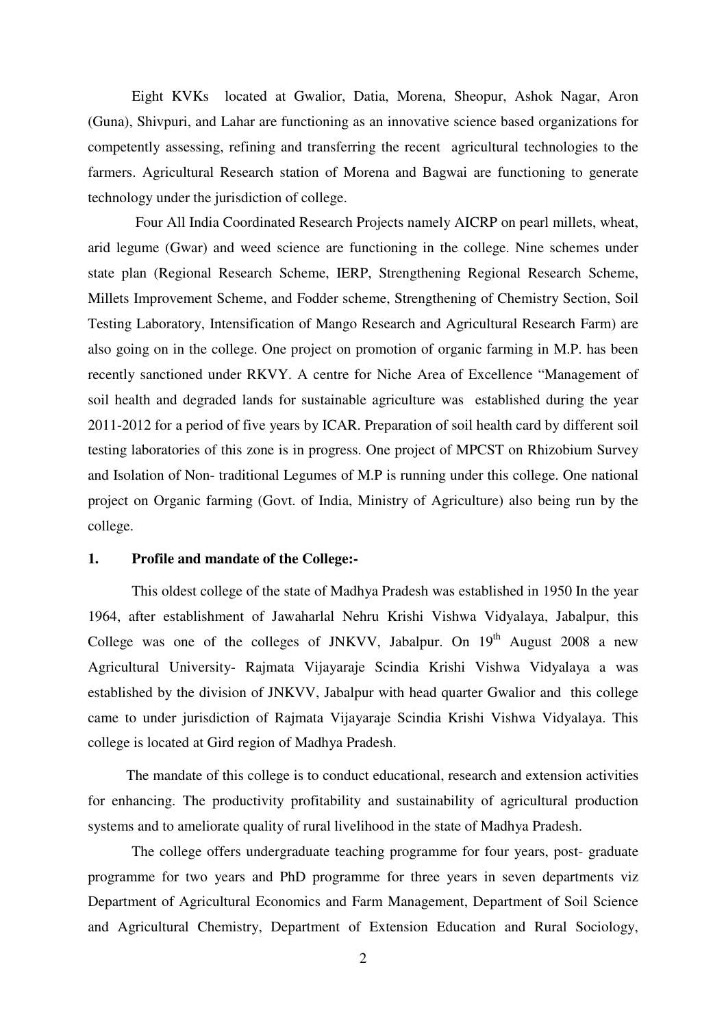Eight KVKs located at Gwalior, Datia, Morena, Sheopur, Ashok Nagar, Aron (Guna), Shivpuri, and Lahar are functioning as an innovative science based organizations for competently assessing, refining and transferring the recent agricultural technologies to the farmers. Agricultural Research station of Morena and Bagwai are functioning to generate technology under the jurisdiction of college.

Four All India Coordinated Research Projects namely AICRP on pearl millets, wheat, arid legume (Gwar) and weed science are functioning in the college. Nine schemes under state plan (Regional Research Scheme, IERP, Strengthening Regional Research Scheme, Millets Improvement Scheme, and Fodder scheme, Strengthening of Chemistry Section, Soil Testing Laboratory, Intensification of Mango Research and Agricultural Research Farm) are also going on in the college. One project on promotion of organic farming in M.P. has been recently sanctioned under RKVY. A centre for Niche Area of Excellence "Management of soil health and degraded lands for sustainable agriculture was established during the year 2011-2012 for a period of five years by ICAR. Preparation of soil health card by different soil testing laboratories of this zone is in progress. One project of MPCST on Rhizobium Survey and Isolation of Non- traditional Legumes of M.P is running under this college. One national project on Organic farming (Govt. of India, Ministry of Agriculture) also being run by the college.

**1. Profile and mandate of the College:-**

This oldest college of the state of Madhya Pradesh was established in 1950 In the year 1964, after establishment of Jawaharlal Nehru Krishi Vishwa Vidyalaya, Jabalpur, this College was one of the colleges of JNKVV, Jabalpur. On 19th August 2008 a new Agricultural University- Rajmata Vijayaraje Scindia Krishi Vishwa Vidyalaya a was established by the division of JNKVV, Jabalpur with head quarter Gwalior and this college came to under jurisdiction of Rajmata Vijayaraje Scindia Krishi Vishwa Vidyalaya. This college is located at Gird region of Madhya Pradesh.

The mandate of this college is to conduct educational, research and extension activities for enhancing. The productivity profitability and sustainability of agricultural production systems and to ameliorate quality of rural livelihood in the state of Madhya Pradesh.

The college offers undergraduate teaching programme for four years, post- graduate programme for two years and PhD programme for three years in seven departments viz Department of Agricultural Economics and Farm Management, Department of Soil Science and Agricultural Chemistry, Department of Extension Education and Rural Sociology,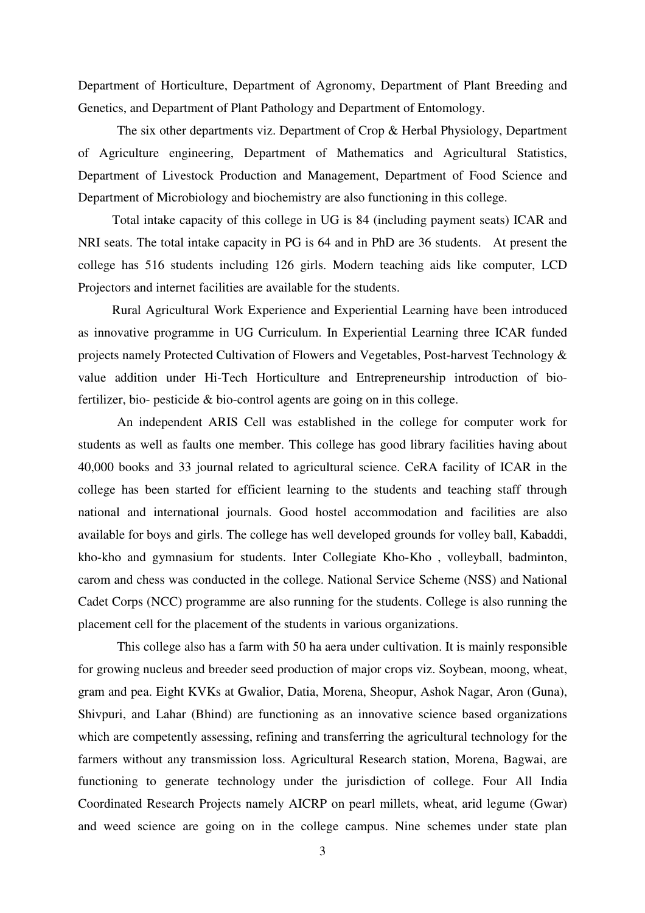Department of Horticulture, Department of Agronomy, Department of Plant Breeding and Genetics, and Department of Plant Pathology and Department of Entomology.

The six other departments viz. Department of Crop & Herbal Physiology, Department of Agriculture engineering, Department of Mathematics and Agricultural Statistics, Department of Livestock Production and Management, Department of Food Science and Department of Microbiology and biochemistry are also functioning in this college.

Total intake capacity of this college in UG is 84 (including payment seats) ICAR and NRI seats. The total intake capacity in PG is 64 and in PhD are 36 students. At present the college has 516 students including 126 girls. Modern teaching aids like computer, LCD Projectors and internet facilities are available for the students.

Rural Agricultural Work Experience and Experiential Learning have been introduced as innovative programme in UG Curriculum. In Experiential Learning three ICAR funded projects namely Protected Cultivation of Flowers and Vegetables, Post-harvest Technology & value addition under Hi-Tech Horticulture and Entrepreneurship introduction of bio-fertilizer, bio- pesticide & bio-control agents are going on in this college.

An independent ARIS Cell was established in the college for computer work for students as well as faults one member. This college has good library facilities having about 40,000 books and 33 journal related to agricultural science. CeRA facility of ICAR in the college has been started for efficient learning to the students and teaching staff through national and international journals. Good hostel accommodation and facilities are also available for boys and girls. The college has well developed grounds for volley ball, Kabaddi, kho-kho and gymnasium for students. Inter Collegiate Kho-Kho , volleyball, badminton, carom and chess was conducted in the college. National Service Scheme (NSS) and National Cadet Corps (NCC) programme are also running for the students. College is also running the placement cell for the placement of the students in various organizations.

This college also has a farm with 50 ha aera under cultivation. It is mainly responsible for growing nucleus and breeder seed production of major crops viz. Soybean, moong, wheat, gram and pea. Eight KVKs at Gwalior, Datia, Morena, Sheopur, Ashok Nagar, Aron (Guna), Shivpuri, and Lahar (Bhind) are functioning as an innovative science based organizations which are competently assessing, refining and transferring the agricultural technology for the farmers without any transmission loss. Agricultural Research station, Morena, Bagwai, are functioning to generate technology under the jurisdiction of college. Four All India Coordinated Research Projects namely AICRP on pearl millets, wheat, arid legume (Gwar) and weed science are going on in the college campus. Nine schemes under state plan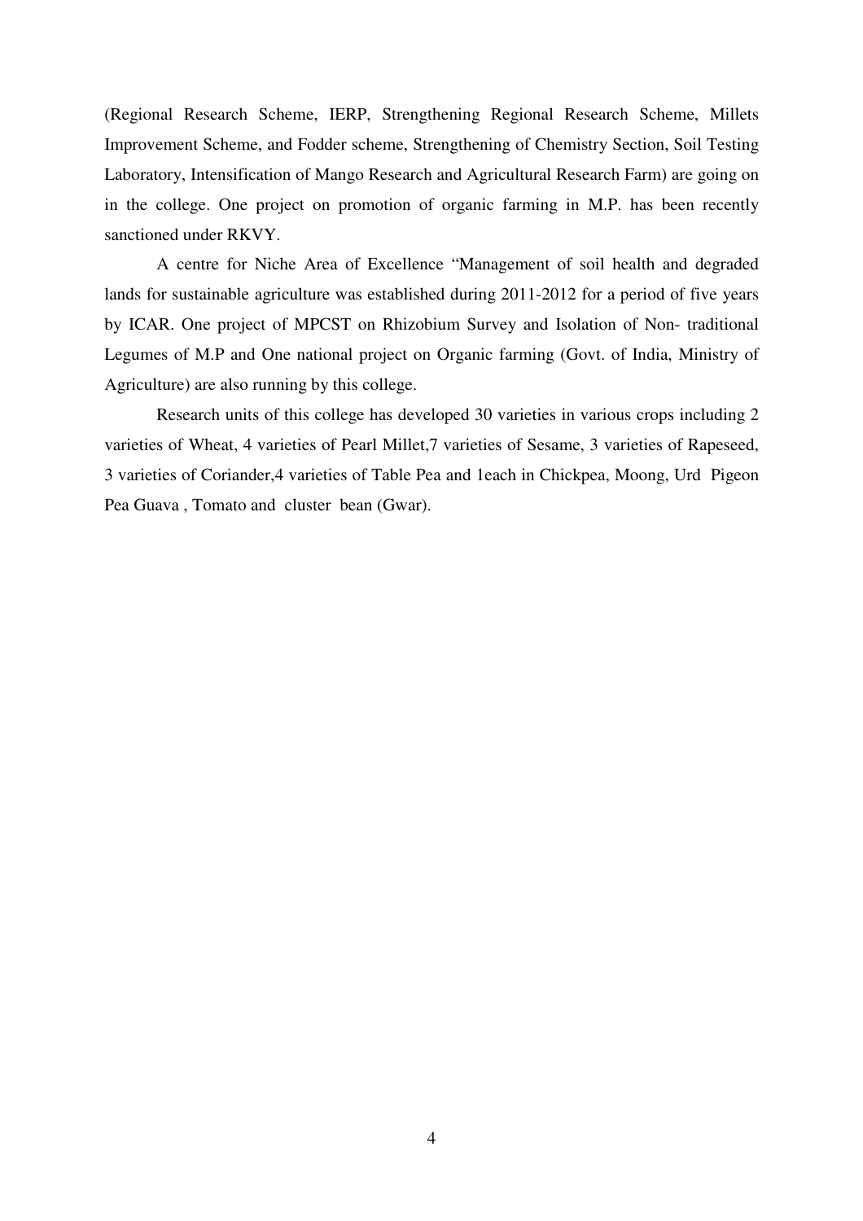(Regional Research Scheme, IERP, Strengthening Regional Research Scheme, Millets Improvement Scheme, and Fodder scheme, Strengthening of Chemistry Section, Soil Testing Laboratory, Intensification of Mango Research and Agricultural Research Farm) are going on in the college. One project on promotion of organic farming in M.P. has been recently sanctioned under RKVY.

A centre for Niche Area of Excellence "Management of soil health and degraded lands for sustainable agriculture was established during 2011-2012 for a period of five years by ICAR. One project of MPCST on Rhizobium Survey and Isolation of Non- traditional Legumes of M.P and One national project on Organic farming (Govt. of India, Ministry of Agriculture) are also running by this college.

Research units of this college has developed 30 varieties in various crops including 2 varieties of Wheat, 4 varieties of Pearl Millet,7 varieties of Sesame, 3 varieties of Rapeseed, 3 varieties of Coriander,4 varieties of Table Pea and 1each in Chickpea, Moong, Urd Pigeon Pea Guava , Tomato and cluster bean (Gwar).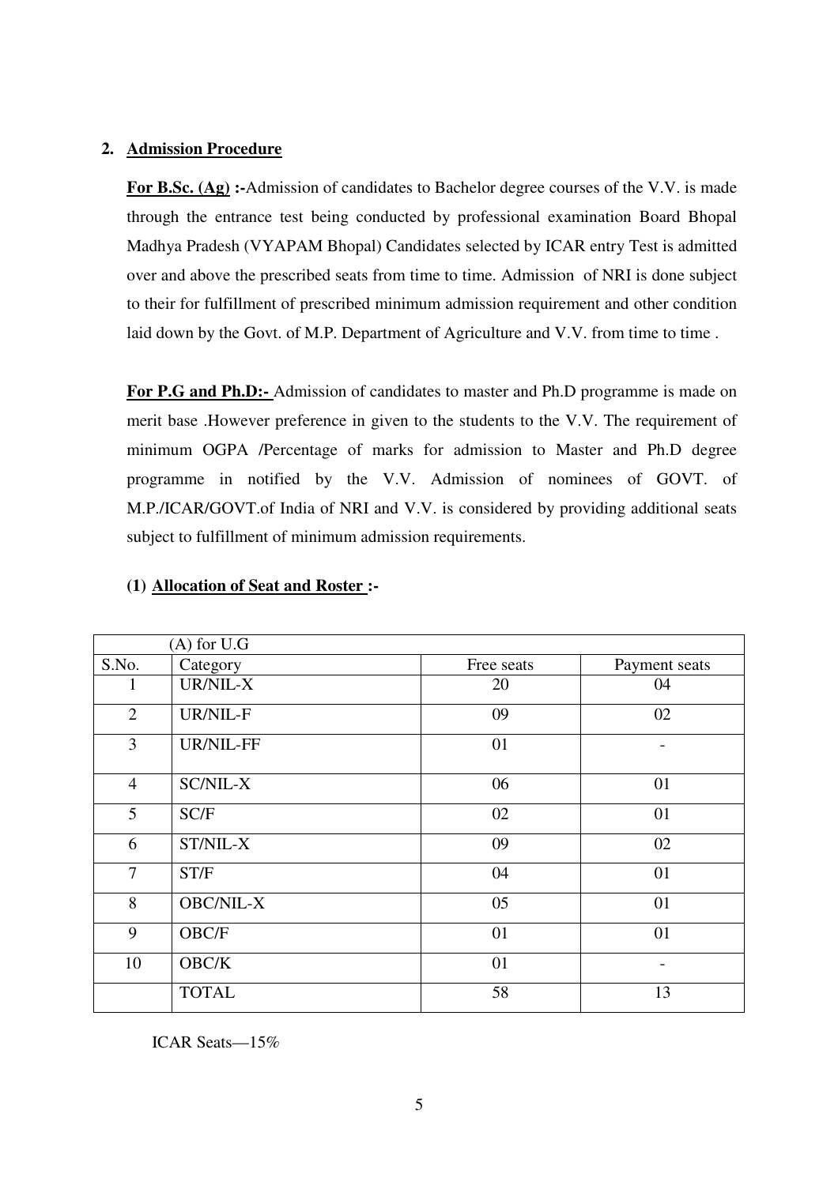## 2. Admission Procedure

**For B.Sc. (Ag) :-**Admission of candidates to Bachelor degree courses of the V.V. is made through the entrance test being conducted by professional examination Board Bhopal Madhya Pradesh (VYAPAM Bhopal) Candidates selected by ICAR entry Test is admitted over and above the prescribed seats from time to time. Admission of NRI is done subject to their for fulfillment of prescribed minimum admission requirement and other condition laid down by the Govt. of M.P. Department of Agriculture and V.V. from time to time .

**For P.G and Ph.D:-** Admission of candidates to master and Ph.D programme is made on merit base .However preference in given to the students to the V.V. The requirement of minimum OGPA /Percentage of marks for admission to Master and Ph.D degree programme in notified by the V.V. Admission of nominees of GOVT. of M.P./ICAR/GOVT.of India of NRI and V.V. is considered by providing additional seats subject to fulfillment of minimum admission requirements.

### (1) Allocation of Seat and Roster :-

| (A) for U.G | | | |
|---|---|---|---|
| S.No. | Category | Free seats | Payment seats |
| 1 | UR/NIL-X | 20 | 04 |
| 2 | UR/NIL-F | 09 | 02 |
| 3 | UR/NIL-FF | 01 | - |
| 4 | SC/NIL-X | 06 | 01 |
| 5 | SC/F | 02 | 01 |
| 6 | ST/NIL-X | 09 | 02 |
| 7 | ST/F | 04 | 01 |
| 8 | OBC/NIL-X | 05 | 01 |
| 9 | OBC/F | 01 | 01 |
| 10 | OBC/K | 01 | - |
| | TOTAL | 58 | 13 |

ICAR Seats—15%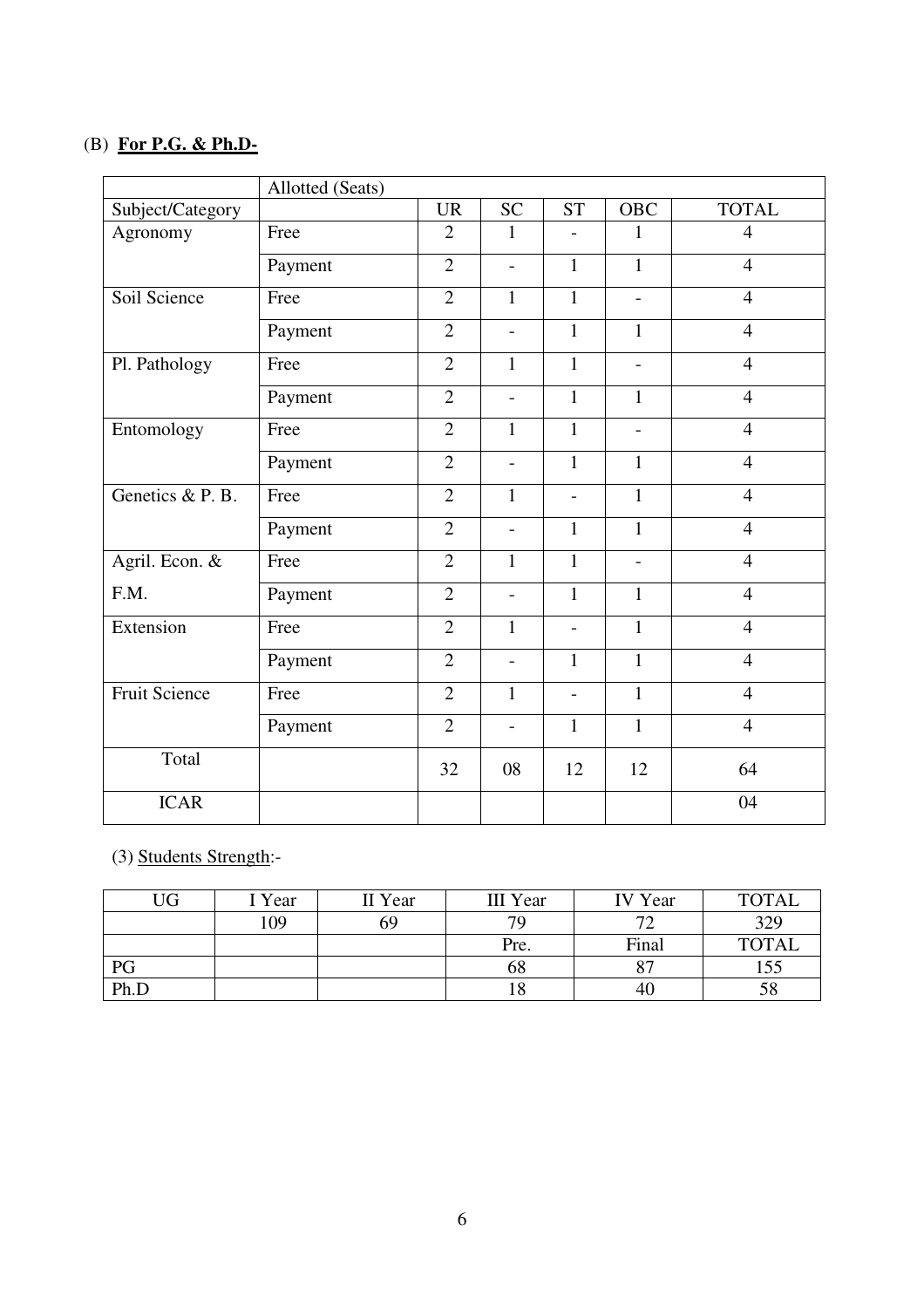(B) **For P.G. & Ph.D-**

| | Allotted (Seats) | | | | | |
|---|---|---|---|---|---|---|
| Subject/Category | | UR | SC | ST | OBC | TOTAL |
| Agronomy | Free | 2 | 1 | - | 1 | 4 |
| | Payment | 2 | - | 1 | 1 | 4 |
| Soil Science | Free | 2 | 1 | 1 | - | 4 |
| | Payment | 2 | - | 1 | 1 | 4 |
| Pl. Pathology | Free | 2 | 1 | 1 | - | 4 |
| | Payment | 2 | - | 1 | 1 | 4 |
| Entomology | Free | 2 | 1 | 1 | - | 4 |
| | Payment | 2 | - | 1 | 1 | 4 |
| Genetics & P. B. | Free | 2 | 1 | - | 1 | 4 |
| | Payment | 2 | - | 1 | 1 | 4 |
| Agril. Econ. & F.M. | Free | 2 | 1 | 1 | - | 4 |
| | Payment | 2 | - | 1 | 1 | 4 |
| Extension | Free | 2 | 1 | - | 1 | 4 |
| | Payment | 2 | - | 1 | 1 | 4 |
| Fruit Science | Free | 2 | 1 | - | 1 | 4 |
| | Payment | 2 | - | 1 | 1 | 4 |
| Total | | 32 | 08 | 12 | 12 | 64 |
| ICAR | | | | | | 04 |

(3) Students Strength:-

| UG | I Year | II Year | III Year | IV Year | TOTAL |
|---|---|---|---|---|---|
| | 109 | 69 | 79 | 72 | 329 |
| | | | Pre. | Final | TOTAL |
| PG | | | 68 | 87 | 155 |
| Ph.D | | | 18 | 40 | 58 |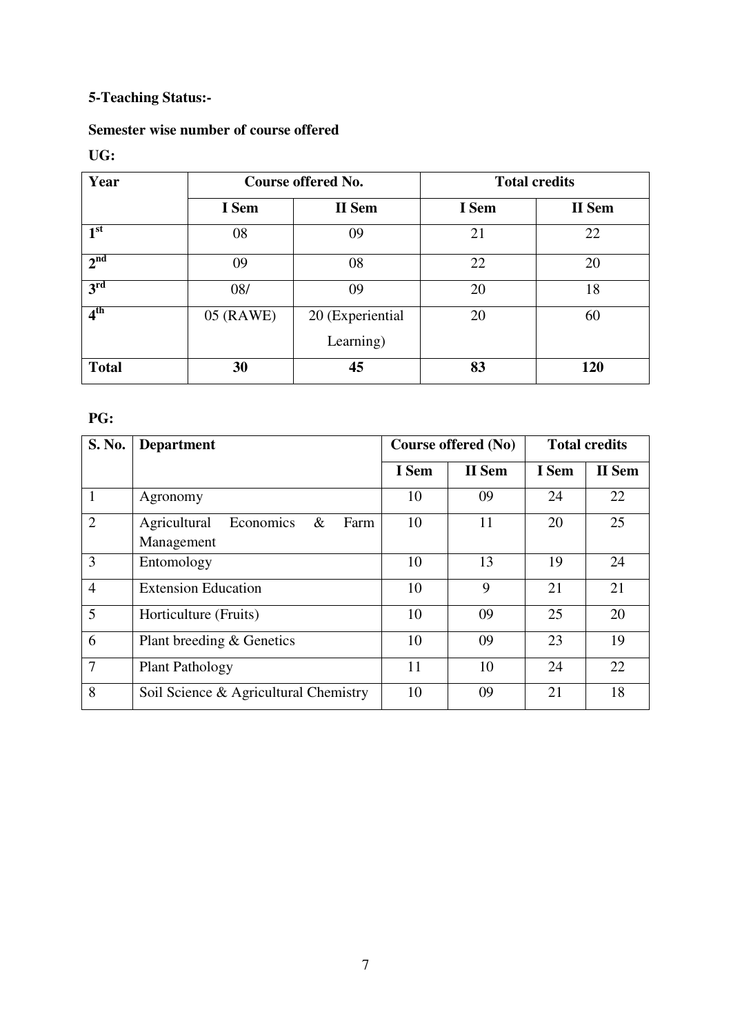**5-Teaching Status:-**

**Semester wise number of course offered**

**UG:**

| Year | Course offered No. | | Total credits | |
|---|---|---|---|---|
| | I Sem | II Sem | I Sem | II Sem |
| 1st | 08 | 09 | 21 | 22 |
| 2nd | 09 | 08 | 22 | 20 |
| 3rd | 08/ | 09 | 20 | 18 |
| 4th | 05 (RAWE) | 20 (Experiential Learning) | 20 | 60 |
| **Total** | **30** | **45** | **83** | **120** |

**PG:**

| S. No. | Department | Course offered (No) | | Total credits | |
|---|---|---|---|---|---|
| | | I Sem | II Sem | I Sem | II Sem |
| 1 | Agronomy | 10 | 09 | 24 | 22 |
| 2 | Agricultural Economics & Farm Management | 10 | 11 | 20 | 25 |
| 3 | Entomology | 10 | 13 | 19 | 24 |
| 4 | Extension Education | 10 | 9 | 21 | 21 |
| 5 | Horticulture (Fruits) | 10 | 09 | 25 | 20 |
| 6 | Plant breeding & Genetics | 10 | 09 | 23 | 19 |
| 7 | Plant Pathology | 11 | 10 | 24 | 22 |
| 8 | Soil Science & Agricultural Chemistry | 10 | 09 | 21 | 18 |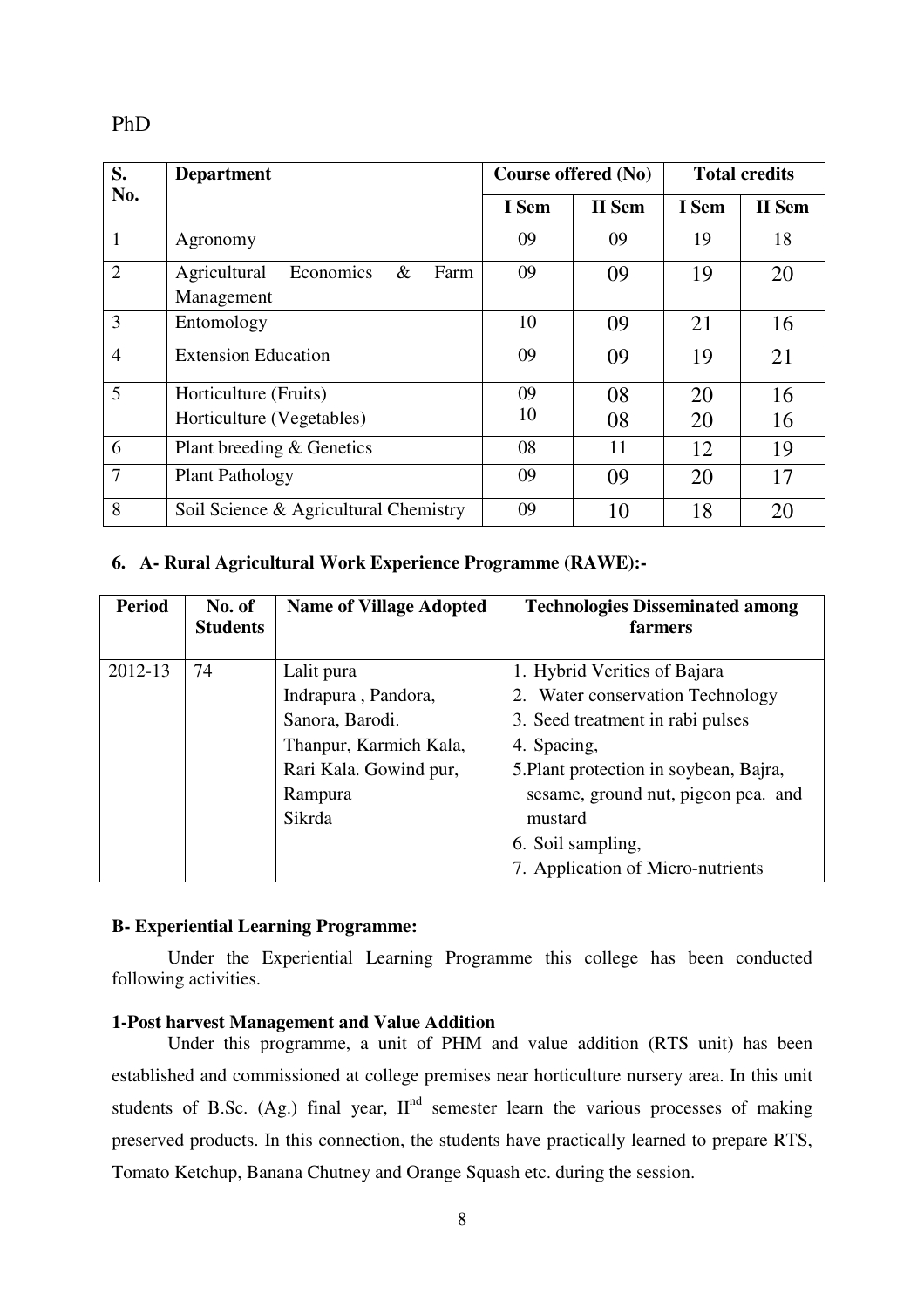PhD

| S. No. | Department | Course offered (No) | | Total credits | |
|---|---|---|---|---|---|
| | | I Sem | II Sem | I Sem | II Sem |
| 1 | Agronomy | 09 | 09 | 19 | 18 |
| 2 | Agricultural Economics & Farm Management | 09 | 09 | 19 | 20 |
| 3 | Entomology | 10 | 09 | 21 | 16 |
| 4 | Extension Education | 09 | 09 | 19 | 21 |
| 5 | Horticulture (Fruits)<br>Horticulture (Vegetables) | 09<br>10 | 08<br>08 | 20<br>20 | 16<br>16 |
| 6 | Plant breeding & Genetics | 08 | 11 | 12 | 19 |
| 7 | Plant Pathology | 09 | 09 | 20 | 17 |
| 8 | Soil Science & Agricultural Chemistry | 09 | 10 | 18 | 20 |

### 6. A- Rural Agricultural Work Experience Programme (RAWE):-

| Period | No. of Students | Name of Village Adopted | Technologies Disseminated among farmers |
|---|---|---|---|
| 2012-13 | 74 | Lalit pura<br>Indrapura , Pandora,<br>Sanora, Barodi.<br>Thanpur, Karmich Kala,<br>Rari Kala. Gowind pur,<br>Rampura<br>Sikrda | 1. Hybrid Verities of Bajara<br>2. Water conservation Technology<br>3. Seed treatment in rabi pulses<br>4. Spacing,<br>5.Plant protection in soybean, Bajra, sesame, ground nut, pigeon pea. and mustard<br>6. Soil sampling,<br>7. Application of Micro-nutrients |

### B- Experiential Learning Programme:

Under the Experiential Learning Programme this college has been conducted following activities.

**1-Post harvest Management and Value Addition**

Under this programme, a unit of PHM and value addition (RTS unit) has been established and commissioned at college premises near horticulture nursery area. In this unit students of B.Sc. (Ag.) final year, II[nd] semester learn the various processes of making preserved products. In this connection, the students have practically learned to prepare RTS, Tomato Ketchup, Banana Chutney and Orange Squash etc. during the session.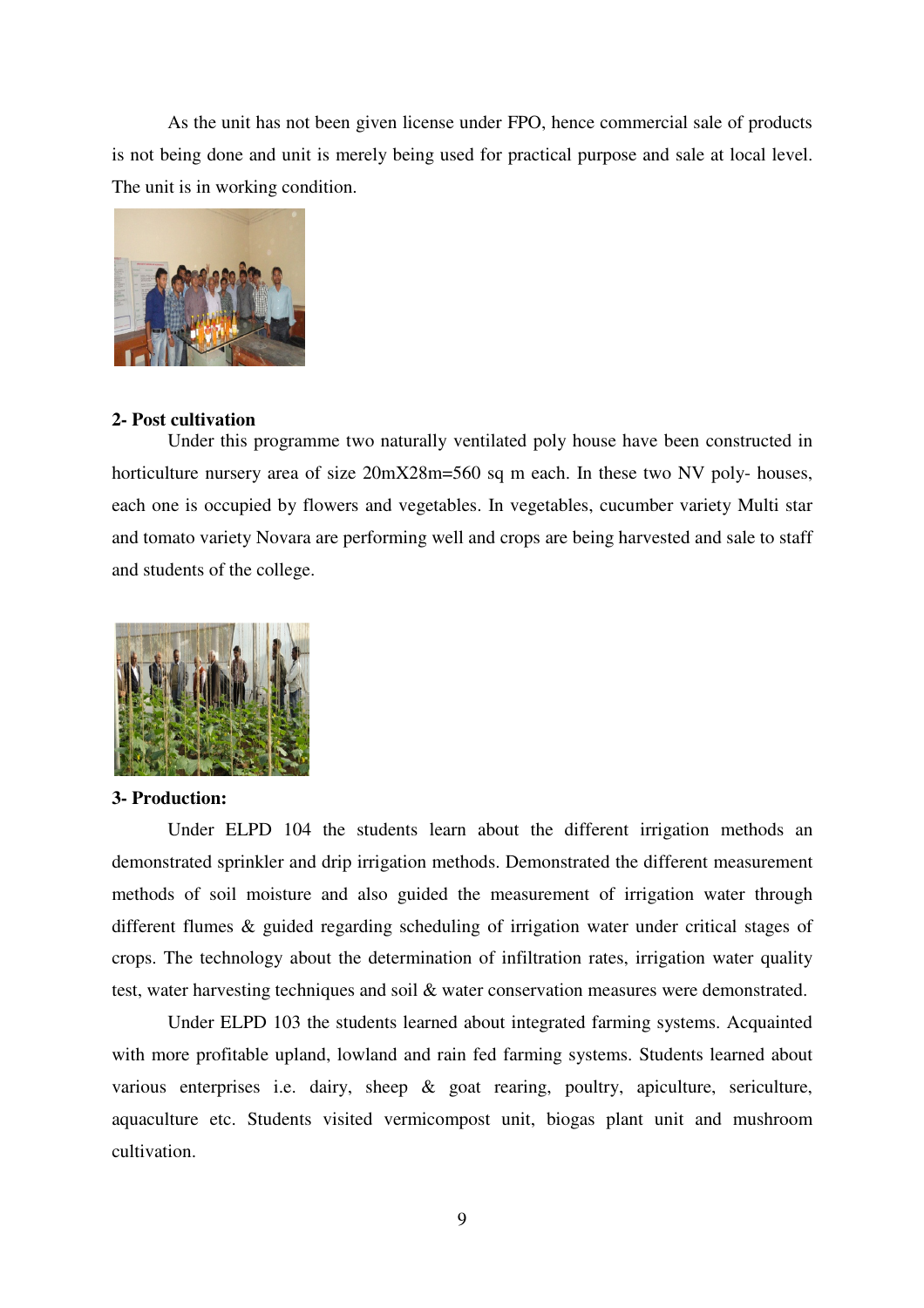As the unit has not been given license under FPO, hence commercial sale of products is not being done and unit is merely being used for practical purpose and sale at local level. The unit is in working condition.

**2- Post cultivation**

Under this programme two naturally ventilated poly house have been constructed in horticulture nursery area of size 20mX28m=560 sq m each. In these two NV poly- houses, each one is occupied by flowers and vegetables. In vegetables, cucumber variety Multi star and tomato variety Novara are performing well and crops are being harvested and sale to staff and students of the college.

**3- Production:**

Under ELPD 104 the students learn about the different irrigation methods an demonstrated sprinkler and drip irrigation methods. Demonstrated the different measurement methods of soil moisture and also guided the measurement of irrigation water through different flumes & guided regarding scheduling of irrigation water under critical stages of crops. The technology about the determination of infiltration rates, irrigation water quality test, water harvesting techniques and soil & water conservation measures were demonstrated.

Under ELPD 103 the students learned about integrated farming systems. Acquainted with more profitable upland, lowland and rain fed farming systems. Students learned about various enterprises i.e. dairy, sheep & goat rearing, poultry, apiculture, sericulture, aquaculture etc. Students visited vermicompost unit, biogas plant unit and mushroom cultivation.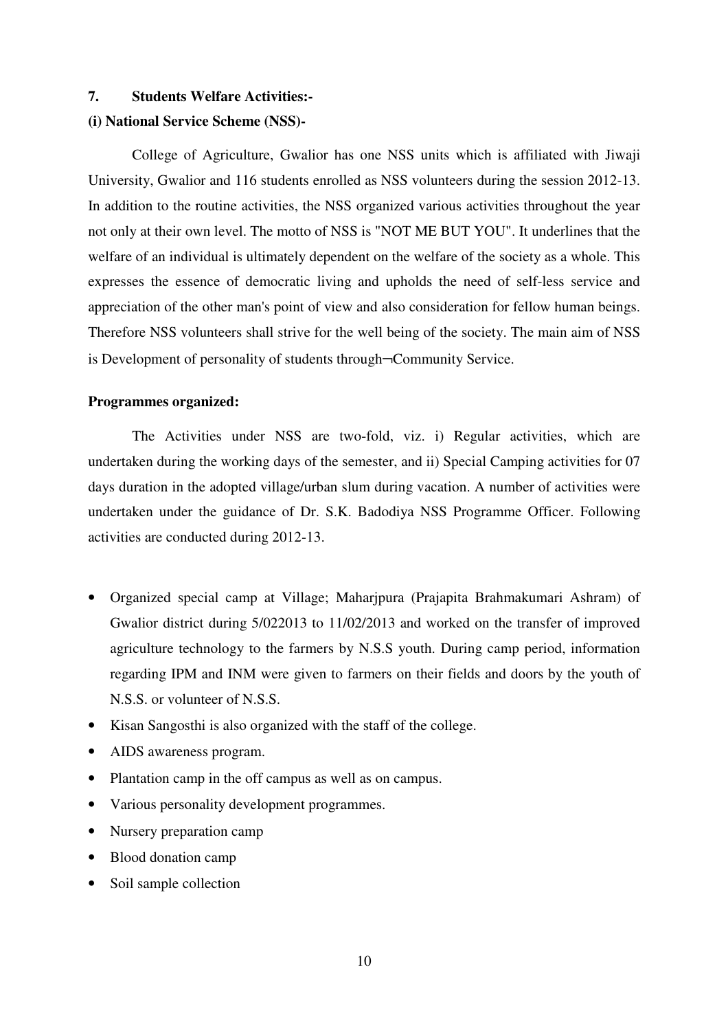**7. Students Welfare Activities:-**

**(i) National Service Scheme (NSS)-**

College of Agriculture, Gwalior has one NSS units which is affiliated with Jiwaji University, Gwalior and 116 students enrolled as NSS volunteers during the session 2012-13. In addition to the routine activities, the NSS organized various activities throughout the year not only at their own level. The motto of NSS is "NOT ME BUT YOU". It underlines that the welfare of an individual is ultimately dependent on the welfare of the society as a whole. This expresses the essence of democratic living and upholds the need of self-less service and appreciation of the other man's point of view and also consideration for fellow human beings. Therefore NSS volunteers shall strive for the well being of the society. The main aim of NSS is Development of personality of students through¬Community Service.

**Programmes organized:**

The Activities under NSS are two-fold, viz. i) Regular activities, which are undertaken during the working days of the semester, and ii) Special Camping activities for 07 days duration in the adopted village/urban slum during vacation. A number of activities were undertaken under the guidance of Dr. S.K. Badodiya NSS Programme Officer. Following activities are conducted during 2012-13.

- Organized special camp at Village; Maharjpura (Prajapita Brahmakumari Ashram) of Gwalior district during 5/022013 to 11/02/2013 and worked on the transfer of improved agriculture technology to the farmers by N.S.S youth. During camp period, information regarding IPM and INM were given to farmers on their fields and doors by the youth of N.S.S. or volunteer of N.S.S.
- Kisan Sangosthi is also organized with the staff of the college.
- AIDS awareness program.
- Plantation camp in the off campus as well as on campus.
- Various personality development programmes.
- Nursery preparation camp
- Blood donation camp
- Soil sample collection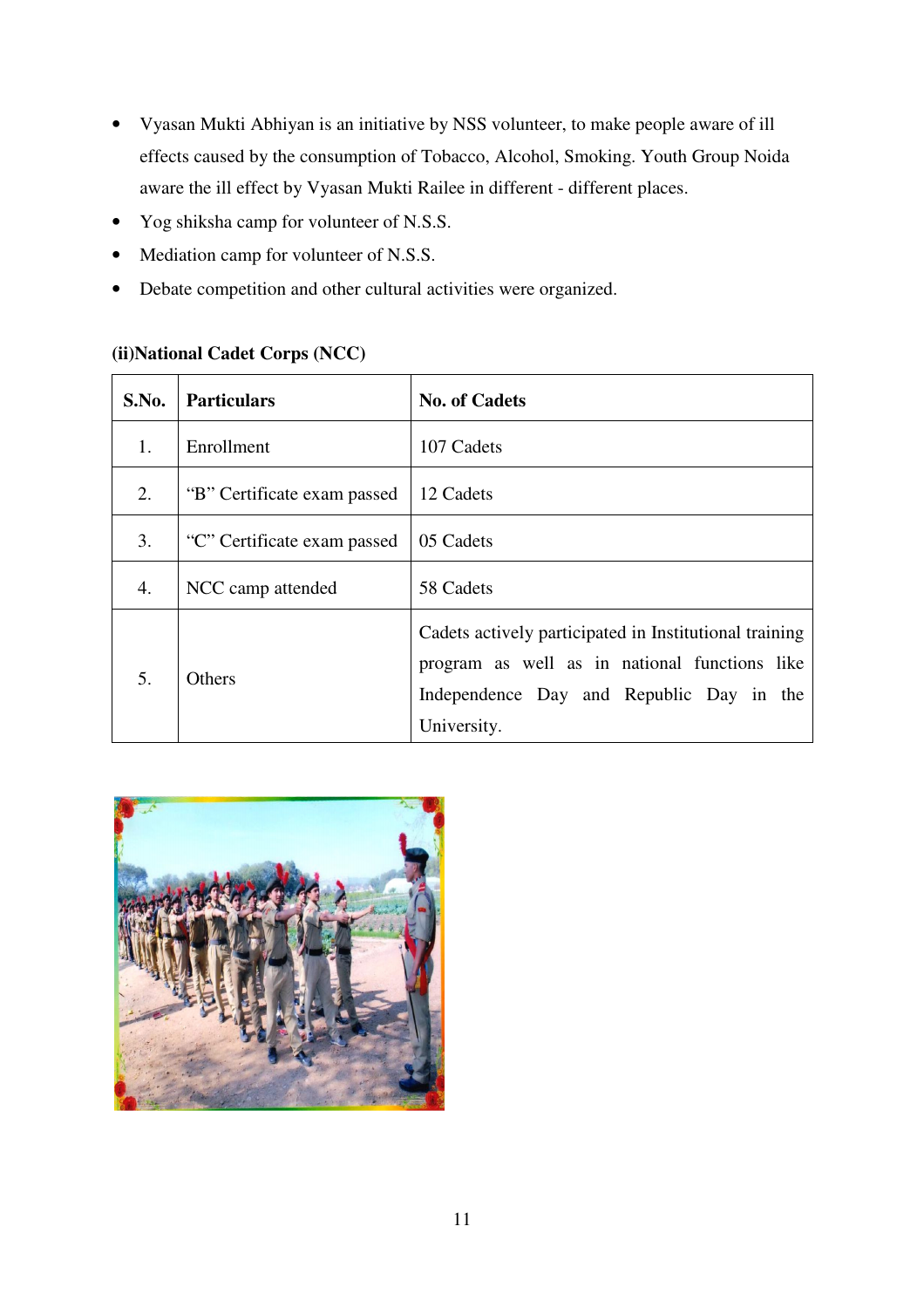- Vyasan Mukti Abhiyan is an initiative by NSS volunteer, to make people aware of ill effects caused by the consumption of Tobacco, Alcohol, Smoking. Youth Group Noida aware the ill effect by Vyasan Mukti Railee in different - different places.
- Yog shiksha camp for volunteer of N.S.S.
- Mediation camp for volunteer of N.S.S.
- Debate competition and other cultural activities were organized.

**(ii)National Cadet Corps (NCC)**

| S.No. | Particulars | No. of Cadets |
|---|---|---|
| 1. | Enrollment | 107 Cadets |
| 2. | "B" Certificate exam passed | 12 Cadets |
| 3. | "C" Certificate exam passed | 05 Cadets |
| 4. | NCC camp attended | 58 Cadets |
| 5. | Others | Cadets actively participated in Institutional training program as well as in national functions like Independence Day and Republic Day in the University. |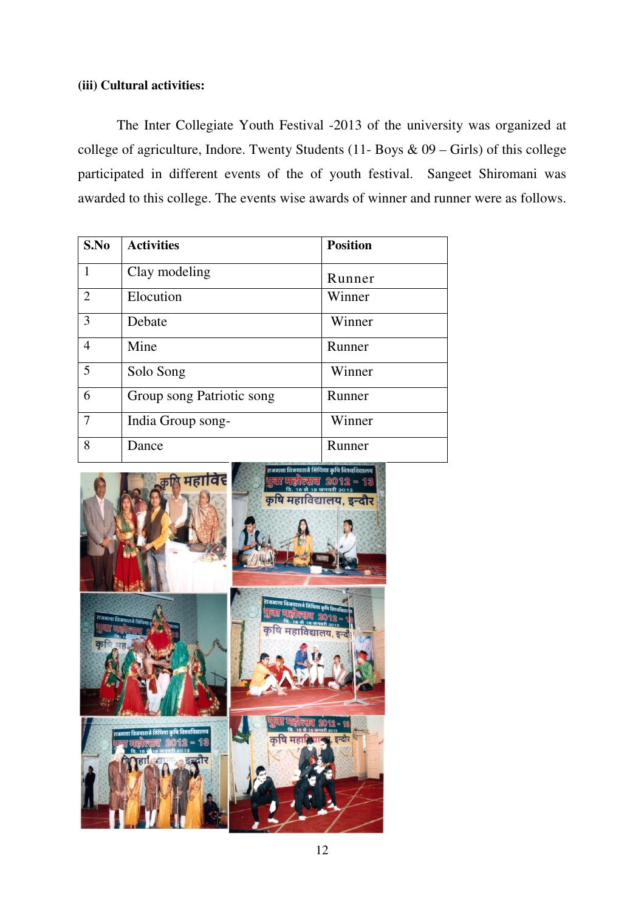**(iii) Cultural activities:**

The Inter Collegiate Youth Festival -2013 of the university was organized at college of agriculture, Indore. Twenty Students (11- Boys & 09 – Girls) of this college participated in different events of the of youth festival. Sangeet Shiromani was awarded to this college. The events wise awards of winner and runner were as follows.

| S.No | Activities | Position |
|---|---|---|
| 1 | Clay modeling | Runner |
| 2 | Elocution | Winner |
| 3 | Debate | Winner |
| 4 | Mine | Runner |
| 5 | Solo Song | Winner |
| 6 | Group song Patriotic song | Runner |
| 7 | India Group song- | Winner |
| 8 | Dance | Runner |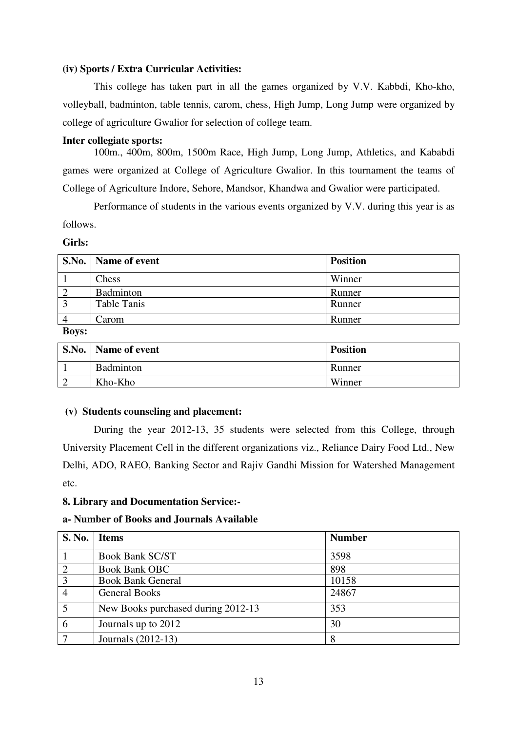**(iv) Sports / Extra Curricular Activities:**

This college has taken part in all the games organized by V.V. Kabbdi, Kho-kho, volleyball, badminton, table tennis, carom, chess, High Jump, Long Jump were organized by college of agriculture Gwalior for selection of college team.

**Inter collegiate sports:**

100m., 400m, 800m, 1500m Race, High Jump, Long Jump, Athletics, and Kababdi games were organized at College of Agriculture Gwalior. In this tournament the teams of College of Agriculture Indore, Sehore, Mandsor, Khandwa and Gwalior were participated.

Performance of students in the various events organized by V.V. during this year is as follows.

**Girls:**

| S.No. | Name of event | Position |
|---|---|---|
| 1 | Chess | Winner |
| 2 | Badminton | Runner |
| 3 | Table Tanis | Runner |
| 4 | Carom | Runner |

**Boys:**

| S.No. | Name of event | Position |
|---|---|---|
| 1 | Badminton | Runner |
| 2 | Kho-Kho | Winner |

**(v) Students counseling and placement:**

During the year 2012-13, 35 students were selected from this College, through University Placement Cell in the different organizations viz., Reliance Dairy Food Ltd., New Delhi, ADO, RAEO, Banking Sector and Rajiv Gandhi Mission for Watershed Management etc.

**8. Library and Documentation Service:-**

**a- Number of Books and Journals Available**

| S. No. | Items | Number |
|---|---|---|
| 1 | Book Bank SC/ST | 3598 |
| 2 | Book Bank OBC | 898 |
| 3 | Book Bank General | 10158 |
| 4 | General Books | 24867 |
| 5 | New Books purchased during 2012-13 | 353 |
| 6 | Journals up to 2012 | 30 |
| 7 | Journals (2012-13) | 8 |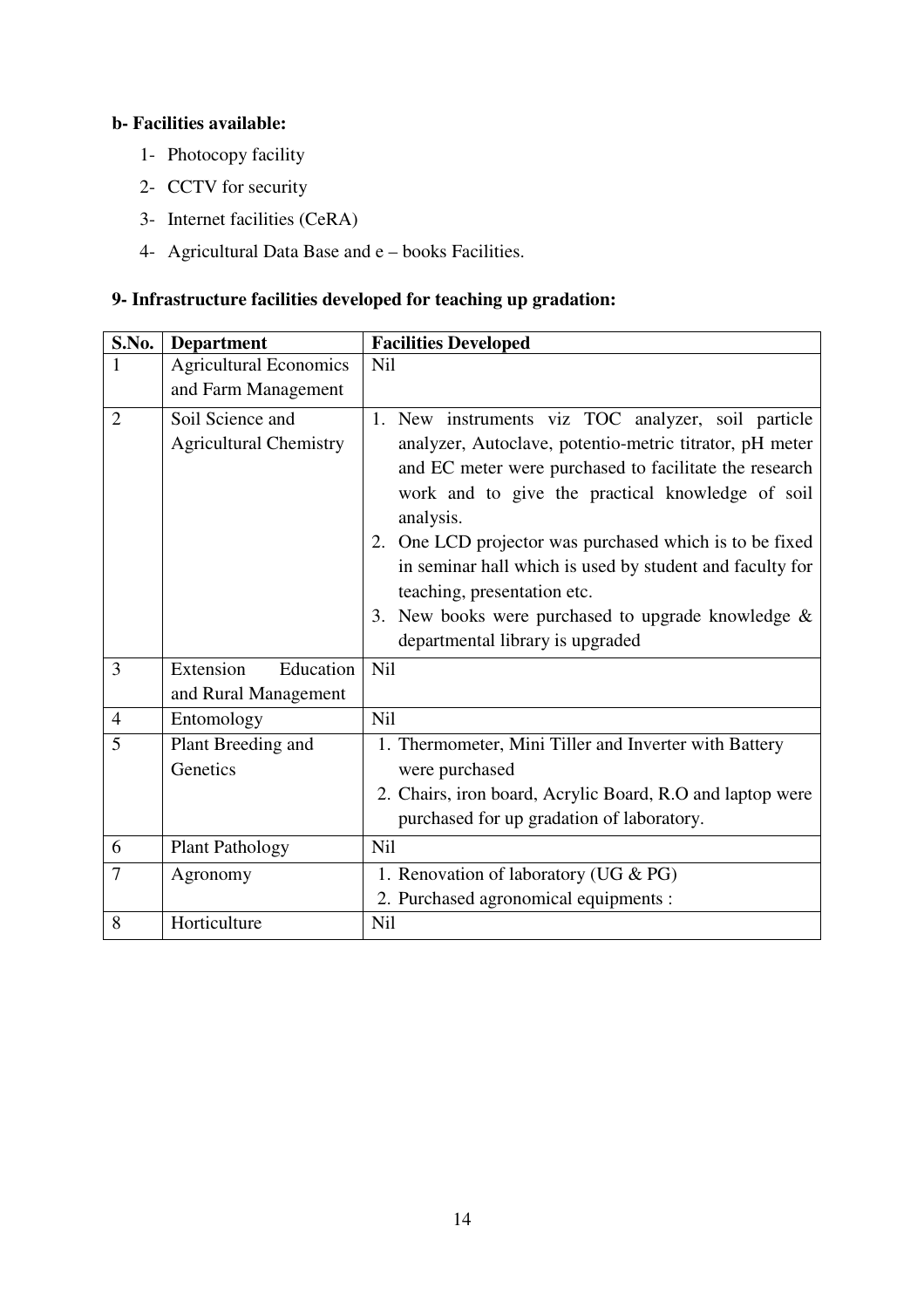**b- Facilities available:**

1- Photocopy facility

2- CCTV for security

3- Internet facilities (CeRA)

4- Agricultural Data Base and e – books Facilities.

**9- Infrastructure facilities developed for teaching up gradation:**

| S.No. | Department | Facilities Developed |
|---|---|---|
| 1 | Agricultural Economics and Farm Management | Nil |
| 2 | Soil Science and Agricultural Chemistry | 1. New instruments viz TOC analyzer, soil particle analyzer, Autoclave, potentio-metric titrator, pH meter and EC meter were purchased to facilitate the research work and to give the practical knowledge of soil analysis.<br>2. One LCD projector was purchased which is to be fixed in seminar hall which is used by student and faculty for teaching, presentation etc.<br>3. New books were purchased to upgrade knowledge & departmental library is upgraded |
| 3 | Extension Education and Rural Management | Nil |
| 4 | Entomology | Nil |
| 5 | Plant Breeding and Genetics | 1. Thermometer, Mini Tiller and Inverter with Battery were purchased<br>2. Chairs, iron board, Acrylic Board, R.O and laptop were purchased for up gradation of laboratory. |
| 6 | Plant Pathology | Nil |
| 7 | Agronomy | 1. Renovation of laboratory (UG & PG)<br>2. Purchased agronomical equipments : |
| 8 | Horticulture | Nil |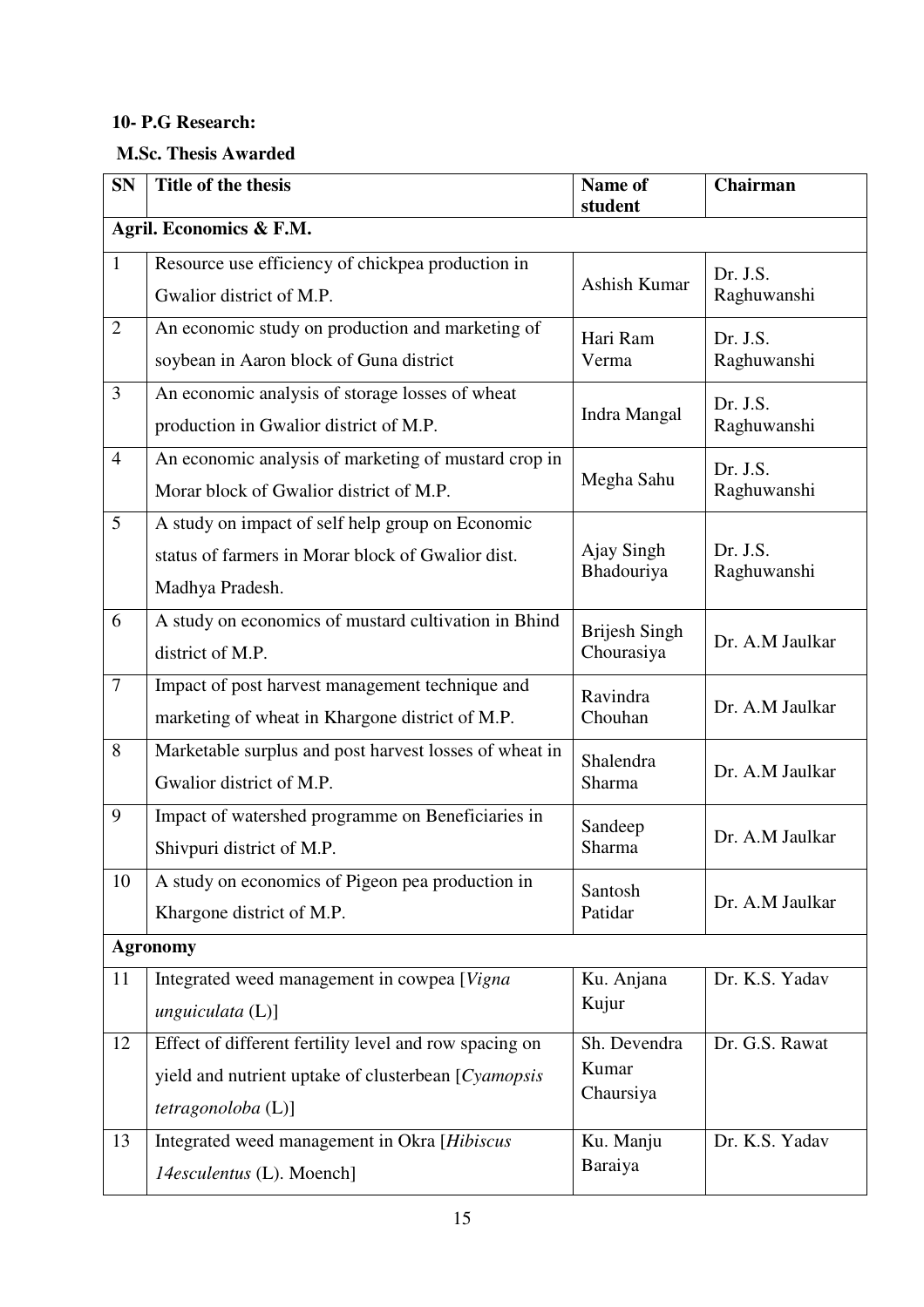**10- P.G Research:**

**M.Sc. Thesis Awarded**

| SN | Title of the thesis | Name of student | Chairman |
|---|---|---|---|
| **Agril. Economics & F.M.** | | | |
| 1 | Resource use efficiency of chickpea production in Gwalior district of M.P. | Ashish Kumar | Dr. J.S. Raghuwanshi |
| 2 | An economic study on production and marketing of soybean in Aaron block of Guna district | Hari Ram Verma | Dr. J.S. Raghuwanshi |
| 3 | An economic analysis of storage losses of wheat production in Gwalior district of M.P. | Indra Mangal | Dr. J.S. Raghuwanshi |
| 4 | An economic analysis of marketing of mustard crop in Morar block of Gwalior district of M.P. | Megha Sahu | Dr. J.S. Raghuwanshi |
| 5 | A study on impact of self help group on Economic status of farmers in Morar block of Gwalior dist. Madhya Pradesh. | Ajay Singh Bhadouriya | Dr. J.S. Raghuwanshi |
| 6 | A study on economics of mustard cultivation in Bhind district of M.P. | Brijesh Singh Chourasiya | Dr. A.M Jaulkar |
| 7 | Impact of post harvest management technique and marketing of wheat in Khargone district of M.P. | Ravindra Chouhan | Dr. A.M Jaulkar |
| 8 | Marketable surplus and post harvest losses of wheat in Gwalior district of M.P. | Shalendra Sharma | Dr. A.M Jaulkar |
| 9 | Impact of watershed programme on Beneficiaries in Shivpuri district of M.P. | Sandeep Sharma | Dr. A.M Jaulkar |
| 10 | A study on economics of Pigeon pea production in Khargone district of M.P. | Santosh Patidar | Dr. A.M Jaulkar |
| **Agronomy** | | | |
| 11 | Integrated weed management in cowpea [*Vigna unguiculata* (L)] | Ku. Anjana Kujur | Dr. K.S. Yadav |
| 12 | Effect of different fertility level and row spacing on yield and nutrient uptake of clusterbean [*Cyamopsis tetragonoloba* (L)] | Sh. Devendra Kumar Chaursiya | Dr. G.S. Rawat |
| 13 | Integrated weed management in Okra [*Hibiscus 14esculentus* (L). Moench] | Ku. Manju Baraiya | Dr. K.S. Yadav |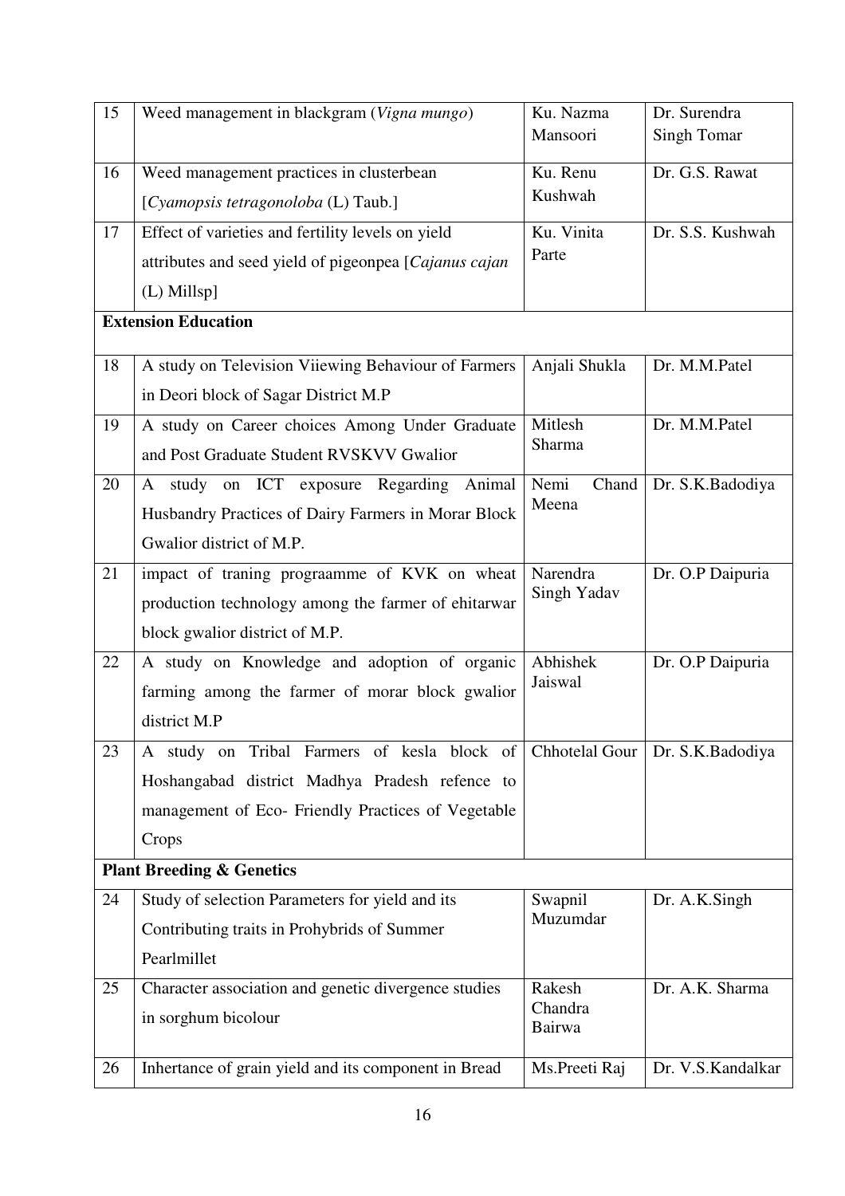| 15 | Weed management in blackgram (*Vigna mungo*) | Ku. Nazma Mansoori | Dr. Surendra Singh Tomar |
|---|---|---|---|
| 16 | Weed management practices in clusterbean [*Cyamopsis tetragonoloba* (L) Taub.] | Ku. Renu Kushwah | Dr. G.S. Rawat |
| 17 | Effect of varieties and fertility levels on yield attributes and seed yield of pigeonpea [*Cajanus cajan* (L) Millsp] | Ku. Vinita Parte | Dr. S.S. Kushwah |
| **Extension Education** | | | |
| 18 | A study on Television Viiewing Behaviour of Farmers in Deori block of Sagar District M.P | Anjali Shukla | Dr. M.M.Patel |
| 19 | A study on Career choices Among Under Graduate and Post Graduate Student RVSKVV Gwalior | Mitlesh Sharma | Dr. M.M.Patel |
| 20 | A study on ICT exposure Regarding Animal Husbandry Practices of Dairy Farmers in Morar Block Gwalior district of M.P. | Nemi Chand Meena | Dr. S.K.Badodiya |
| 21 | impact of traning prograamme of KVK on wheat production technology among the farmer of ehitarwar block gwalior district of M.P. | Narendra Singh Yadav | Dr. O.P Daipuria |
| 22 | A study on Knowledge and adoption of organic farming among the farmer of morar block gwalior district M.P | Abhishek Jaiswal | Dr. O.P Daipuria |
| 23 | A study on Tribal Farmers of kesla block of Hoshangabad district Madhya Pradesh refence to management of Eco- Friendly Practices of Vegetable Crops | Chhotelal Gour | Dr. S.K.Badodiya |
| **Plant Breeding & Genetics** | | | |
| 24 | Study of selection Parameters for yield and its Contributing traits in Prohybrids of Summer Pearlmillet | Swapnil Muzumdar | Dr. A.K.Singh |
| 25 | Character association and genetic divergence studies in sorghum bicolour | Rakesh Chandra Bairwa | Dr. A.K. Sharma |
| 26 | Inhertance of grain yield and its component in Bread | Ms.Preeti Raj | Dr. V.S.Kandalkar |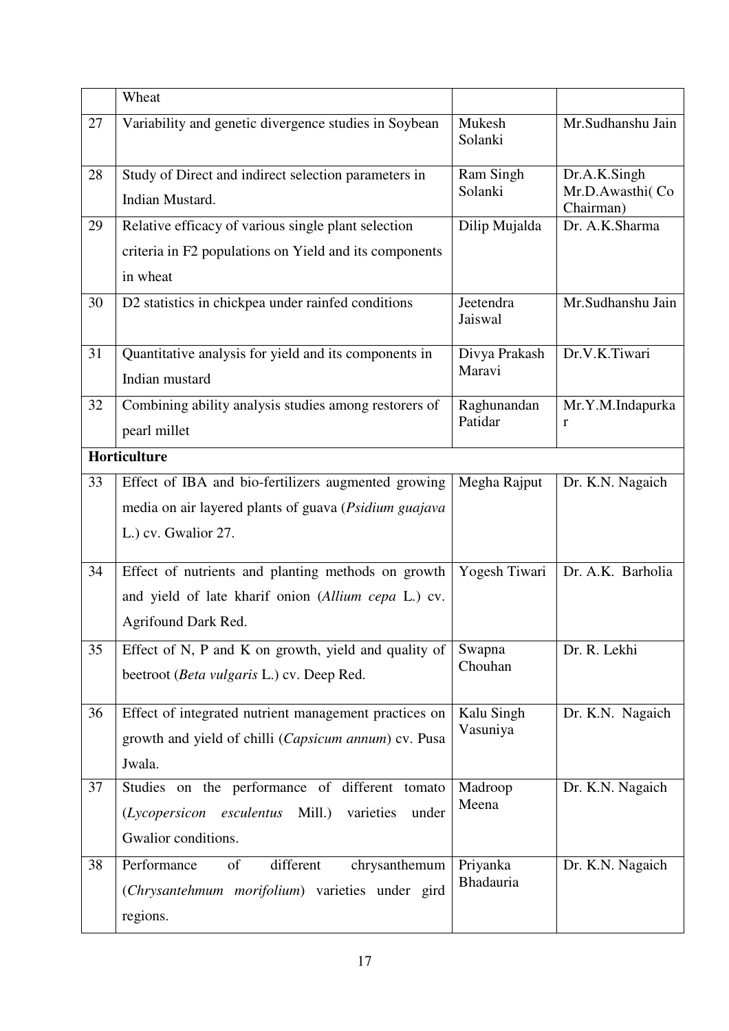|  | Wheat |  |  |
|---|---|---|---|
| 27 | Variability and genetic divergence studies in Soybean | Mukesh Solanki | Mr.Sudhanshu Jain |
| 28 | Study of Direct and indirect selection parameters in Indian Mustard. | Ram Singh Solanki | Dr.A.K.Singh Mr.D.Awasthi( Co Chairman) |
| 29 | Relative efficacy of various single plant selection criteria in F2 populations on Yield and its components in wheat | Dilip Mujalda | Dr. A.K.Sharma |
| 30 | D2 statistics in chickpea under rainfed conditions | Jeetendra Jaiswal | Mr.Sudhanshu Jain |
| 31 | Quantitative analysis for yield and its components in Indian mustard | Divya Prakash Maravi | Dr.V.K.Tiwari |
| 32 | Combining ability analysis studies among restorers of pearl millet | Raghunandan Patidar | Mr.Y.M.Indapurkar |
| **Horticulture** |  |  |  |
| 33 | Effect of IBA and bio-fertilizers augmented growing media on air layered plants of guava (*Psidium guajava* L.) cv. Gwalior 27. | Megha Rajput | Dr. K.N. Nagaich |
| 34 | Effect of nutrients and planting methods on growth and yield of late kharif onion (*Allium cepa* L.) cv. Agrifound Dark Red. | Yogesh Tiwari | Dr. A.K. Barholia |
| 35 | Effect of N, P and K on growth, yield and quality of beetroot (*Beta vulgaris* L.) cv. Deep Red. | Swapna Chouhan | Dr. R. Lekhi |
| 36 | Effect of integrated nutrient management practices on growth and yield of chilli (*Capsicum annum*) cv. Pusa Jwala. | Kalu Singh Vasuniya | Dr. K.N. Nagaich |
| 37 | Studies on the performance of different tomato (*Lycopersicon esculentus* Mill.) varieties under Gwalior conditions. | Madroop Meena | Dr. K.N. Nagaich |
| 38 | Performance of different chrysanthemum (*Chrysantehmum morifolium*) varieties under gird regions. | Priyanka Bhadauria | Dr. K.N. Nagaich |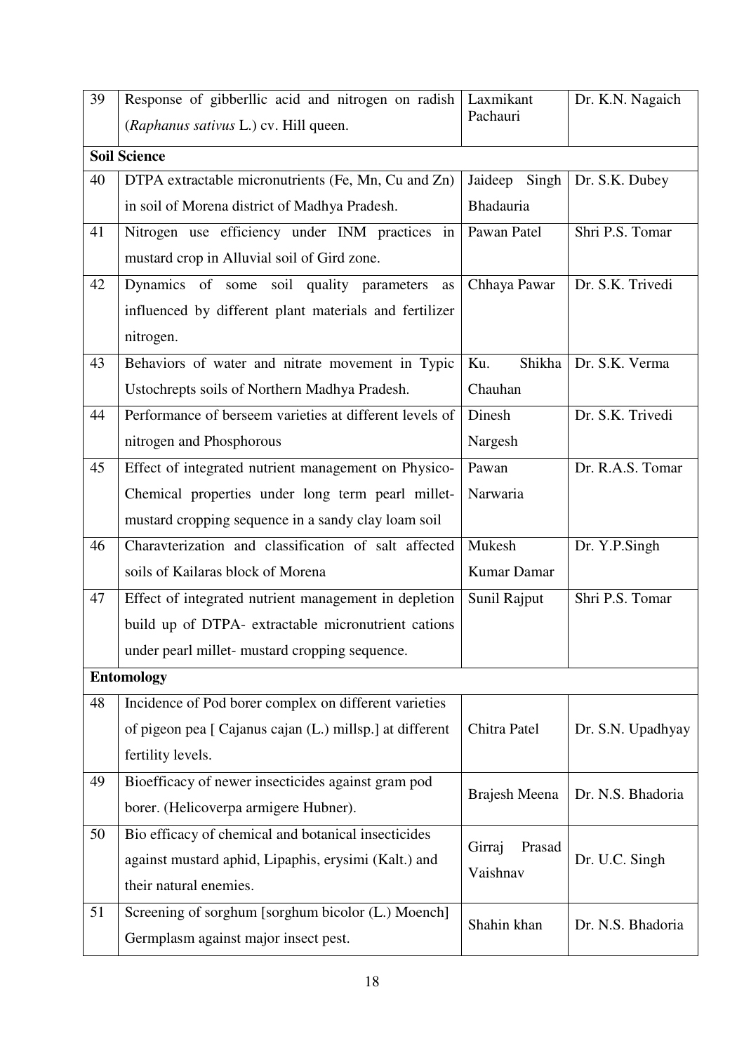| 39 | Response of gibberllic acid and nitrogen on radish (*Raphanus sativus* L.) cv. Hill queen. | Laxmikant Pachauri | Dr. K.N. Nagaich |
|---|---|---|---|
| **Soil Science** | | | |
| 40 | DTPA extractable micronutrients (Fe, Mn, Cu and Zn) in soil of Morena district of Madhya Pradesh. | Jaideep Singh Bhadauria | Dr. S.K. Dubey |
| 41 | Nitrogen use efficiency under INM practices in mustard crop in Alluvial soil of Gird zone. | Pawan Patel | Shri P.S. Tomar |
| 42 | Dynamics of some soil quality parameters as influenced by different plant materials and fertilizer nitrogen. | Chhaya Pawar | Dr. S.K. Trivedi |
| 43 | Behaviors of water and nitrate movement in Typic Ustochrepts soils of Northern Madhya Pradesh. | Ku. Shikha Chauhan | Dr. S.K. Verma |
| 44 | Performance of berseem varieties at different levels of nitrogen and Phosphorous | Dinesh Nargesh | Dr. S.K. Trivedi |
| 45 | Effect of integrated nutrient management on Physico-Chemical properties under long term pearl millet-mustard cropping sequence in a sandy clay loam soil | Pawan Narwaria | Dr. R.A.S. Tomar |
| 46 | Charavterization and classification of salt affected soils of Kailaras block of Morena | Mukesh Kumar Damar | Dr. Y.P.Singh |
| 47 | Effect of integrated nutrient management in depletion build up of DTPA- extractable micronutrient cations under pearl millet- mustard cropping sequence. | Sunil Rajput | Shri P.S. Tomar |
| **Entomology** | | | |
| 48 | Incidence of Pod borer complex on different varieties of pigeon pea [ Cajanus cajan (L.) millsp.] at different fertility levels. | Chitra Patel | Dr. S.N. Upadhyay |
| 49 | Bioefficacy of newer insecticides against gram pod borer. (Helicoverpa armigere Hubner). | Brajesh Meena | Dr. N.S. Bhadoria |
| 50 | Bio efficacy of chemical and botanical insecticides against mustard aphid, Lipaphis, erysimi (Kalt.) and their natural enemies. | Girraj Prasad Vaishnav | Dr. U.C. Singh |
| 51 | Screening of sorghum [sorghum bicolor (L.) Moench] Germplasm against major insect pest. | Shahin khan | Dr. N.S. Bhadoria |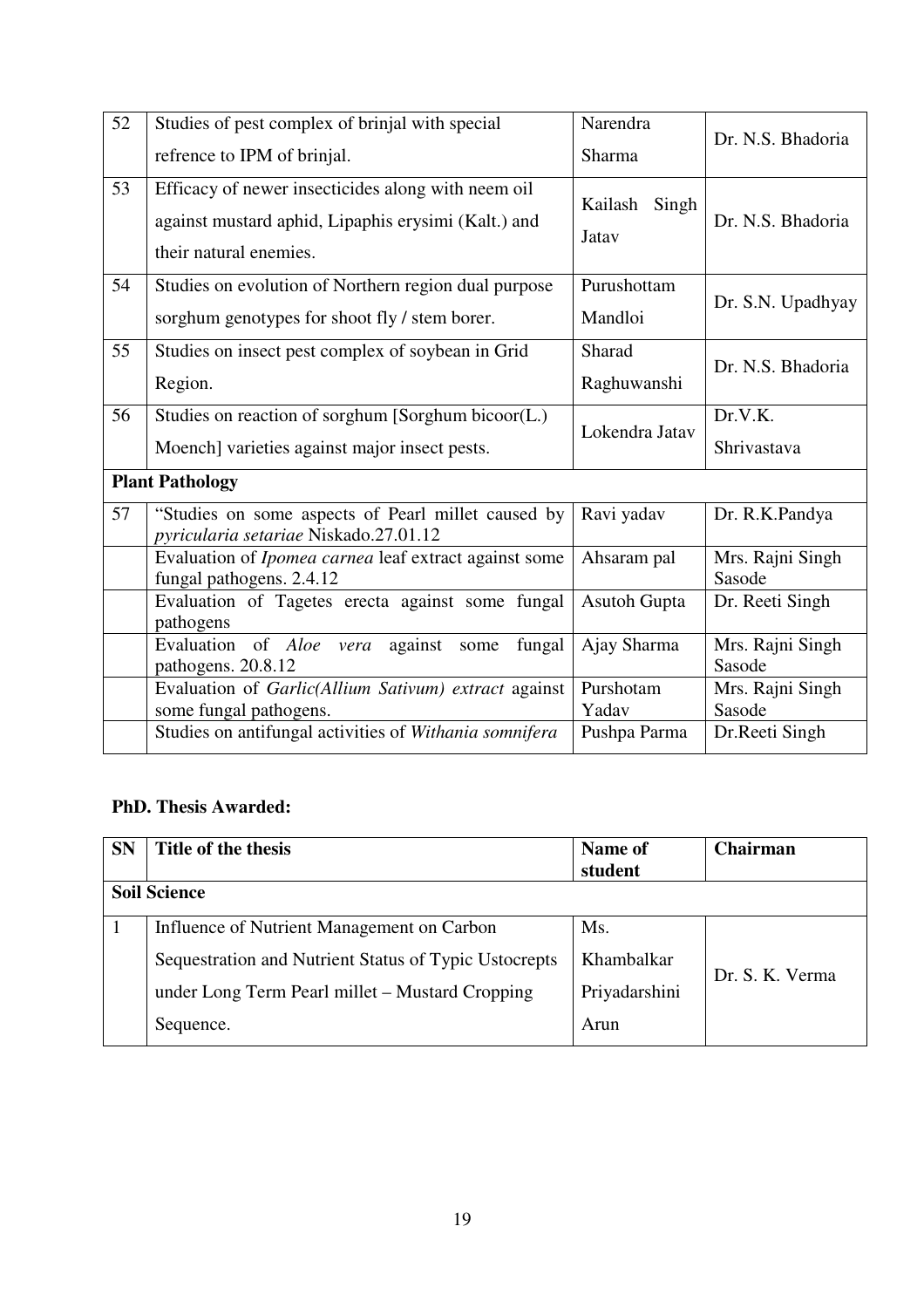| 52 | Studies of pest complex of brinjal with special refrence to IPM of brinjal. | Narendra Sharma | Dr. N.S. Bhadoria |
|---|---|---|---|
| 53 | Efficacy of newer insecticides along with neem oil against mustard aphid, Lipaphis erysimi (Kalt.) and their natural enemies. | Kailash Singh Jatav | Dr. N.S. Bhadoria |
| 54 | Studies on evolution of Northern region dual purpose sorghum genotypes for shoot fly / stem borer. | Purushottam Mandloi | Dr. S.N. Upadhyay |
| 55 | Studies on insect pest complex of soybean in Grid Region. | Sharad Raghuwanshi | Dr. N.S. Bhadoria |
| 56 | Studies on reaction of sorghum [Sorghum bicoor(L.) Moench] varieties against major insect pests. | Lokendra Jatav | Dr.V.K. Shrivastava |
| **Plant Pathology** | | | |
| 57 | "Studies on some aspects of Pearl millet caused by *pyricularia setariae* Niskado.27.01.12 | Ravi yadav | Dr. R.K.Pandya |
| | Evaluation of *Ipomea carnea* leaf extract against some fungal pathogens. 2.4.12 | Ahsaram pal | Mrs. Rajni Singh Sasode |
| | Evaluation of Tagetes erecta against some fungal pathogens | Asutoh Gupta | Dr. Reeti Singh |
| | Evaluation of *Aloe vera* against some fungal pathogens. 20.8.12 | Ajay Sharma | Mrs. Rajni Singh Sasode |
| | Evaluation of *Garlic(Allium Sativum) extract* against some fungal pathogens. | Purshotam Yadav | Mrs. Rajni Singh Sasode |
| | Studies on antifungal activities of *Withania somnifera* | Pushpa Parma | Dr.Reeti Singh |

**PhD. Thesis Awarded:**

| SN | Title of the thesis | Name of student | Chairman |
|---|---|---|---|
| **Soil Science** | | | |
| 1 | Influence of Nutrient Management on Carbon Sequestration and Nutrient Status of Typic Ustocrepts under Long Term Pearl millet – Mustard Cropping Sequence. | Ms. Khambalkar Priyadarshini Arun | Dr. S. K. Verma |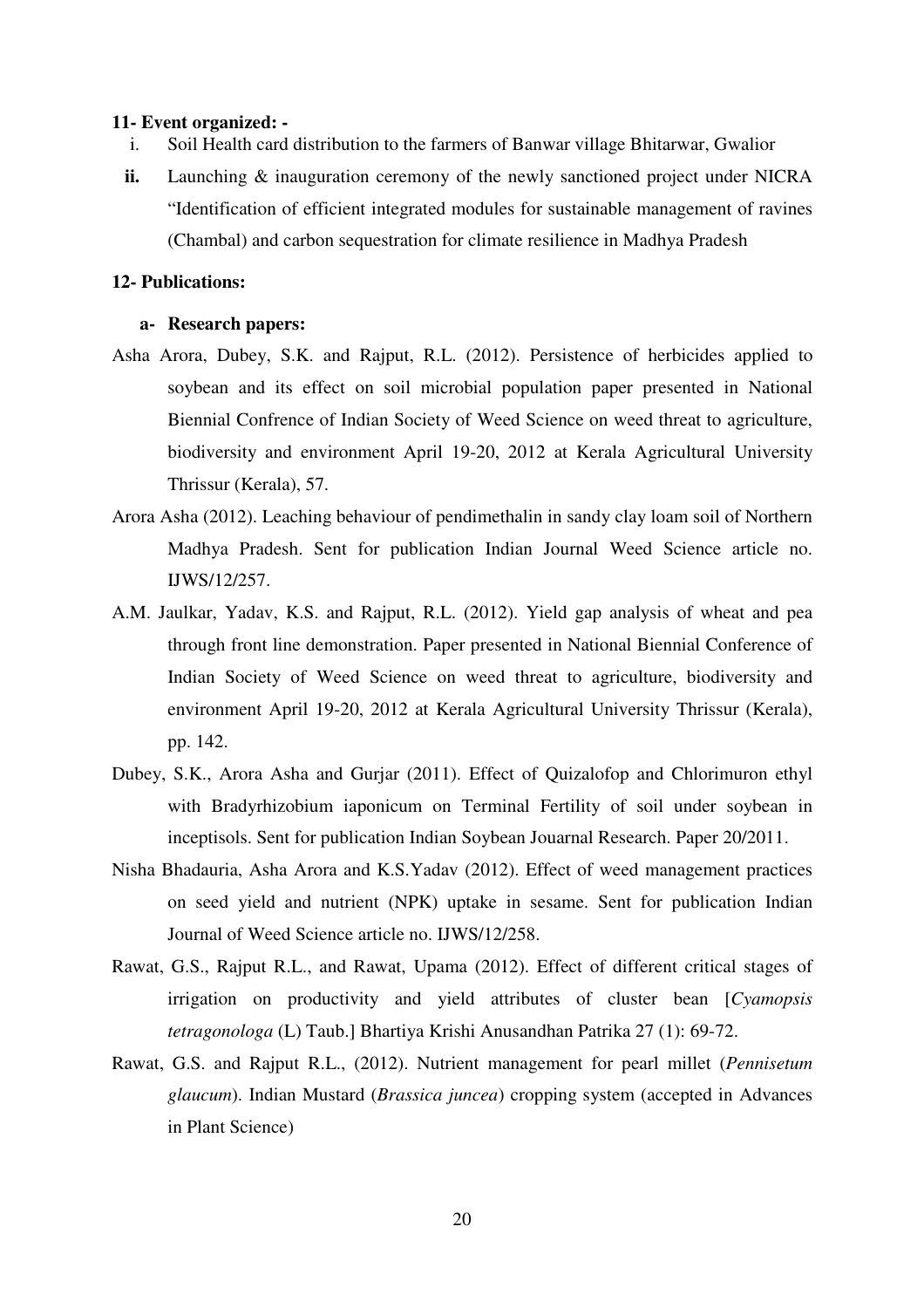**11- Event organized: -**

i. Soil Health card distribution to the farmers of Banwar village Bhitarwar, Gwalior

**ii.** Launching & inauguration ceremony of the newly sanctioned project under NICRA "Identification of efficient integrated modules for sustainable management of ravines (Chambal) and carbon sequestration for climate resilience in Madhya Pradesh

**12- Publications:**

**a- Research papers:**

Asha Arora, Dubey, S.K. and Rajput, R.L. (2012). Persistence of herbicides applied to soybean and its effect on soil microbial population paper presented in National Biennial Confrence of Indian Society of Weed Science on weed threat to agriculture, biodiversity and environment April 19-20, 2012 at Kerala Agricultural University Thrissur (Kerala), 57.

Arora Asha (2012). Leaching behaviour of pendimethalin in sandy clay loam soil of Northern Madhya Pradesh. Sent for publication Indian Journal Weed Science article no. IJWS/12/257.

A.M. Jaulkar, Yadav, K.S. and Rajput, R.L. (2012). Yield gap analysis of wheat and pea through front line demonstration. Paper presented in National Biennial Conference of Indian Society of Weed Science on weed threat to agriculture, biodiversity and environment April 19-20, 2012 at Kerala Agricultural University Thrissur (Kerala), pp. 142.

Dubey, S.K., Arora Asha and Gurjar (2011). Effect of Quizalofop and Chlorimuron ethyl with Bradyrhizobium iaponicum on Terminal Fertility of soil under soybean in inceptisols. Sent for publication Indian Soybean Jouarnal Research. Paper 20/2011.

Nisha Bhadauria, Asha Arora and K.S.Yadav (2012). Effect of weed management practices on seed yield and nutrient (NPK) uptake in sesame. Sent for publication Indian Journal of Weed Science article no. IJWS/12/258.

Rawat, G.S., Rajput R.L., and Rawat, Upama (2012). Effect of different critical stages of irrigation on productivity and yield attributes of cluster bean [*Cyamopsis tetragonologa* (L) Taub.] Bhartiya Krishi Anusandhan Patrika 27 (1): 69-72.

Rawat, G.S. and Rajput R.L., (2012). Nutrient management for pearl millet (*Pennisetum glaucum*). Indian Mustard (*Brassica juncea*) cropping system (accepted in Advances in Plant Science)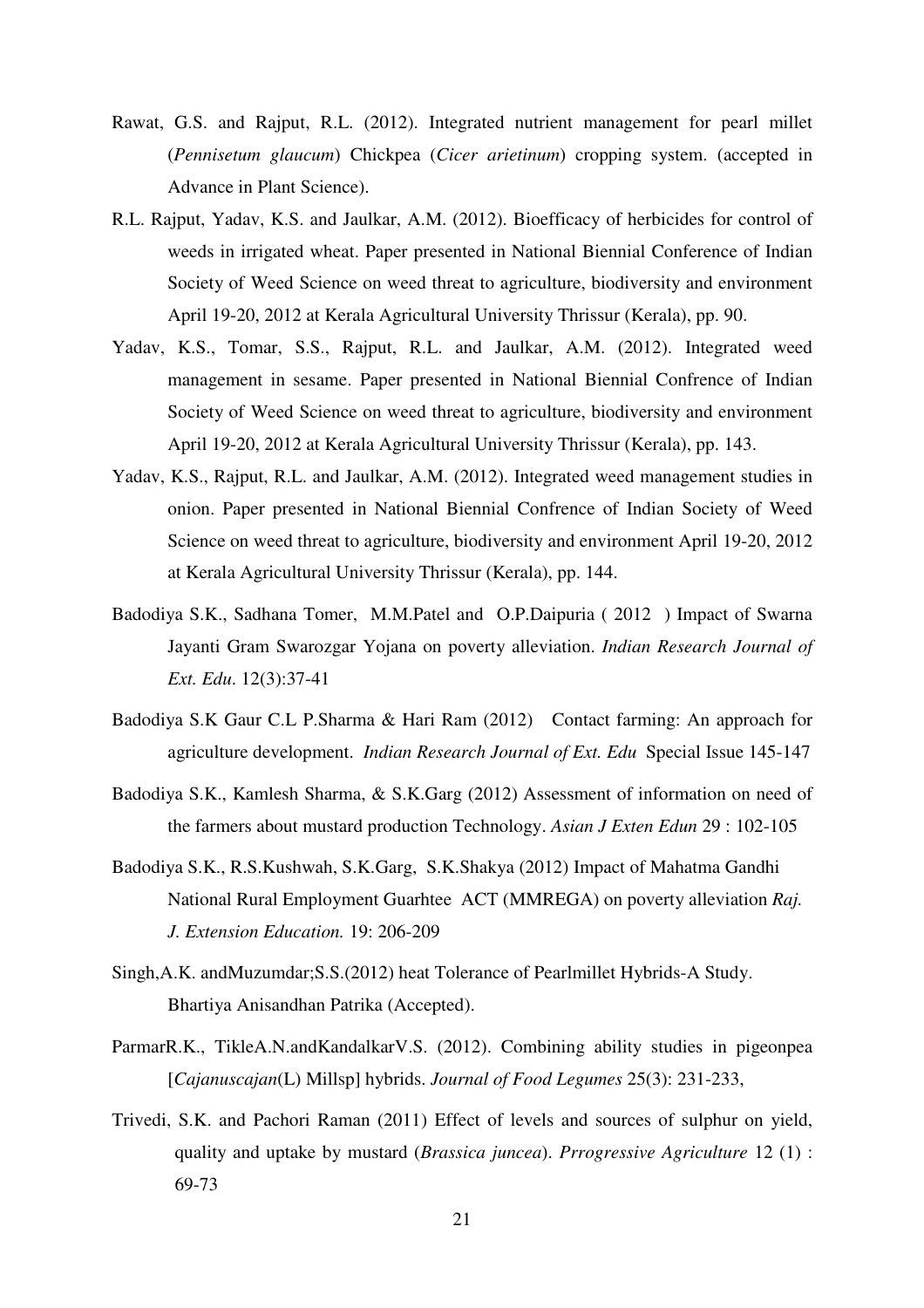Rawat, G.S. and Rajput, R.L. (2012). Integrated nutrient management for pearl millet (*Pennisetum glaucum*) Chickpea (*Cicer arietinum*) cropping system. (accepted in Advance in Plant Science).

R.L. Rajput, Yadav, K.S. and Jaulkar, A.M. (2012). Bioefficacy of herbicides for control of weeds in irrigated wheat. Paper presented in National Biennial Conference of Indian Society of Weed Science on weed threat to agriculture, biodiversity and environment April 19-20, 2012 at Kerala Agricultural University Thrissur (Kerala), pp. 90.

Yadav, K.S., Tomar, S.S., Rajput, R.L. and Jaulkar, A.M. (2012). Integrated weed management in sesame. Paper presented in National Biennial Confrence of Indian Society of Weed Science on weed threat to agriculture, biodiversity and environment April 19-20, 2012 at Kerala Agricultural University Thrissur (Kerala), pp. 143.

Yadav, K.S., Rajput, R.L. and Jaulkar, A.M. (2012). Integrated weed management studies in onion. Paper presented in National Biennial Confrence of Indian Society of Weed Science on weed threat to agriculture, biodiversity and environment April 19-20, 2012 at Kerala Agricultural University Thrissur (Kerala), pp. 144.

Badodiya S.K., Sadhana Tomer, M.M.Patel and O.P.Daipuria ( 2012 ) Impact of Swarna Jayanti Gram Swarozgar Yojana on poverty alleviation. *Indian Research Journal of Ext. Edu*. 12(3):37-41

Badodiya S.K Gaur C.L P.Sharma & Hari Ram (2012) Contact farming: An approach for agriculture development. *Indian Research Journal of Ext. Edu* Special Issue 145-147

Badodiya S.K., Kamlesh Sharma, & S.K.Garg (2012) Assessment of information on need of the farmers about mustard production Technology. *Asian J Exten Edun* 29 : 102-105

Badodiya S.K., R.S.Kushwah, S.K.Garg, S.K.Shakya (2012) Impact of Mahatma Gandhi National Rural Employment Guarhtee ACT (MMREGA) on poverty alleviation *Raj. J. Extension Education.* 19: 206-209

Singh,A.K. andMuzumdar;S.S.(2012) heat Tolerance of Pearlmillet Hybrids-A Study. Bhartiya Anisandhan Patrika (Accepted).

ParmarR.K., TikleA.N.andKandalkarV.S. (2012). Combining ability studies in pigeonpea [*Cajanuscajan*(L) Millsp] hybrids. *Journal of Food Legumes* 25(3): 231-233,

Trivedi, S.K. and Pachori Raman (2011) Effect of levels and sources of sulphur on yield, quality and uptake by mustard (*Brassica juncea*). *Prrogressive Agriculture* 12 (1) : 69-73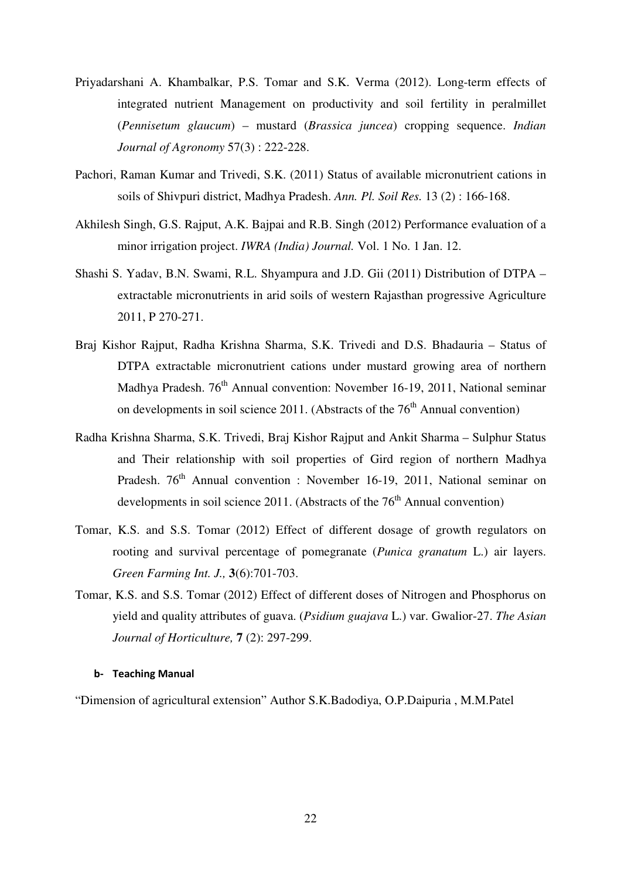Priyadarshani A. Khambalkar, P.S. Tomar and S.K. Verma (2012). Long-term effects of integrated nutrient Management on productivity and soil fertility in peralmillet (*Pennisetum glaucum*) – mustard (*Brassica juncea*) cropping sequence. *Indian Journal of Agronomy* 57(3) : 222-228.

Pachori, Raman Kumar and Trivedi, S.K. (2011) Status of available micronutrient cations in soils of Shivpuri district, Madhya Pradesh. *Ann. Pl. Soil Res.* 13 (2) : 166-168.

Akhilesh Singh, G.S. Rajput, A.K. Bajpai and R.B. Singh (2012) Performance evaluation of a minor irrigation project. *IWRA (India) Journal.* Vol. 1 No. 1 Jan. 12.

Shashi S. Yadav, B.N. Swami, R.L. Shyampura and J.D. Gii (2011) Distribution of DTPA – extractable micronutrients in arid soils of western Rajasthan progressive Agriculture 2011, P 270-271.

Braj Kishor Rajput, Radha Krishna Sharma, S.K. Trivedi and D.S. Bhadauria – Status of DTPA extractable micronutrient cations under mustard growing area of northern Madhya Pradesh. 76th Annual convention: November 16-19, 2011, National seminar on developments in soil science 2011. (Abstracts of the 76th Annual convention)

Radha Krishna Sharma, S.K. Trivedi, Braj Kishor Rajput and Ankit Sharma – Sulphur Status and Their relationship with soil properties of Gird region of northern Madhya Pradesh. 76th Annual convention : November 16-19, 2011, National seminar on developments in soil science 2011. (Abstracts of the 76th Annual convention)

Tomar, K.S. and S.S. Tomar (2012) Effect of different dosage of growth regulators on rooting and survival percentage of pomegranate (*Punica granatum* L.) air layers. *Green Farming Int. J.,* **3**(6):701-703.

Tomar, K.S. and S.S. Tomar (2012) Effect of different doses of Nitrogen and Phosphorus on yield and quality attributes of guava. (*Psidium guajava* L.) var. Gwalior-27. *The Asian Journal of Horticulture,* **7** (2): 297-299.

#### b- Teaching Manual

"Dimension of agricultural extension" Author S.K.Badodiya, O.P.Daipuria , M.M.Patel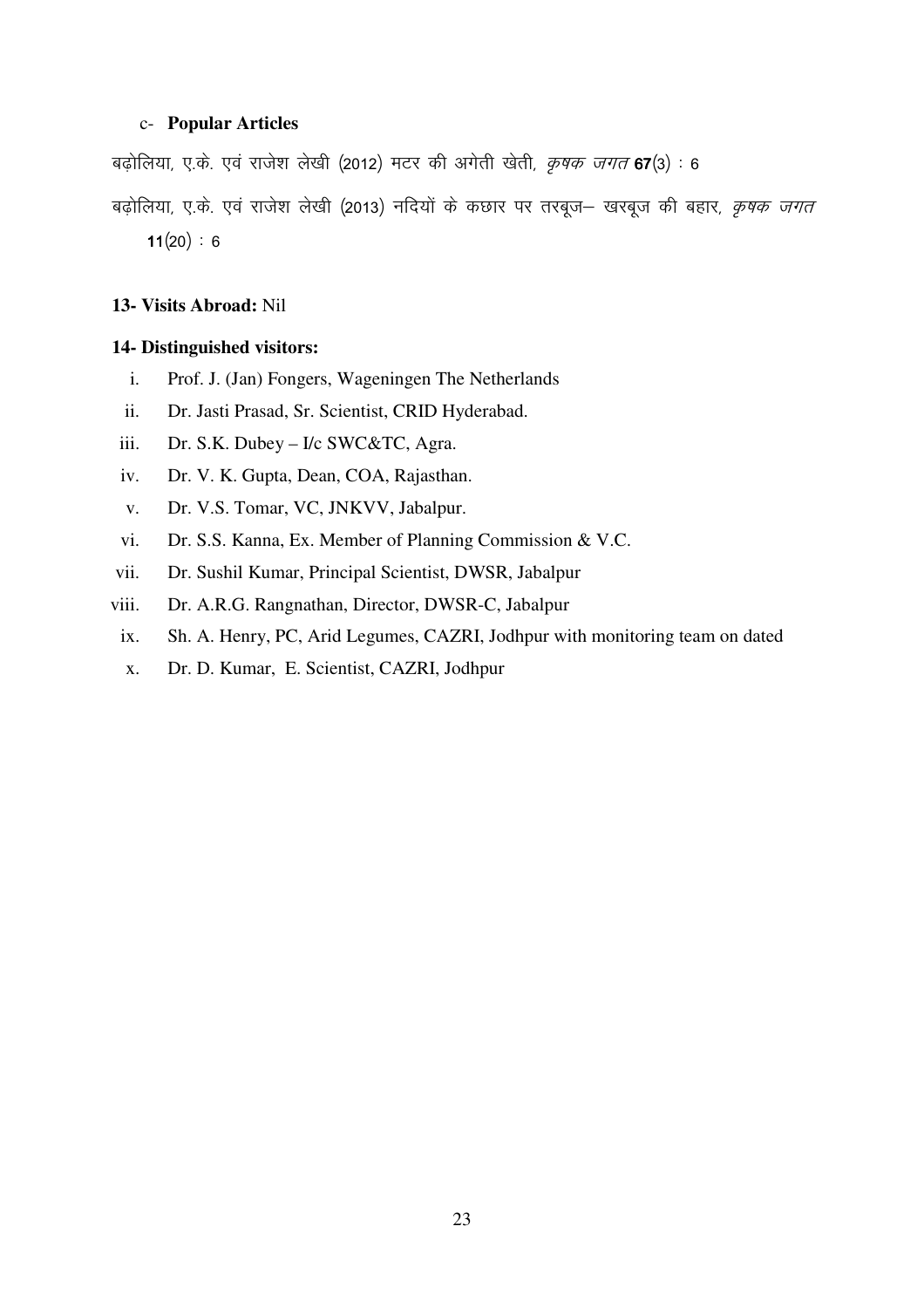c- **Popular Articles**

बढ़ोलिया, ए.के. एवं राजेश लेखी (2012) मटर की अगेती खेती, *कृषक जगत* **67**(3) : 6

बढ़ोलिया, ए.के. एवं राजेश लेखी (2013) नदियों के कछार पर तरबूज– खरबूज की बहार, *कृषक जगत* **11**(20) : 6

**13- Visits Abroad:** Nil

**14- Distinguished visitors:**

i. Prof. J. (Jan) Fongers, Wageningen The Netherlands

ii. Dr. Jasti Prasad, Sr. Scientist, CRID Hyderabad.

iii. Dr. S.K. Dubey – I/c SWC&TC, Agra.

iv. Dr. V. K. Gupta, Dean, COA, Rajasthan.

v. Dr. V.S. Tomar, VC, JNKVV, Jabalpur.

vi. Dr. S.S. Kanna, Ex. Member of Planning Commission & V.C.

vii. Dr. Sushil Kumar, Principal Scientist, DWSR, Jabalpur

viii. Dr. A.R.G. Rangnathan, Director, DWSR-C, Jabalpur

ix. Sh. A. Henry, PC, Arid Legumes, CAZRI, Jodhpur with monitoring team on dated

x. Dr. D. Kumar, E. Scientist, CAZRI, Jodhpur